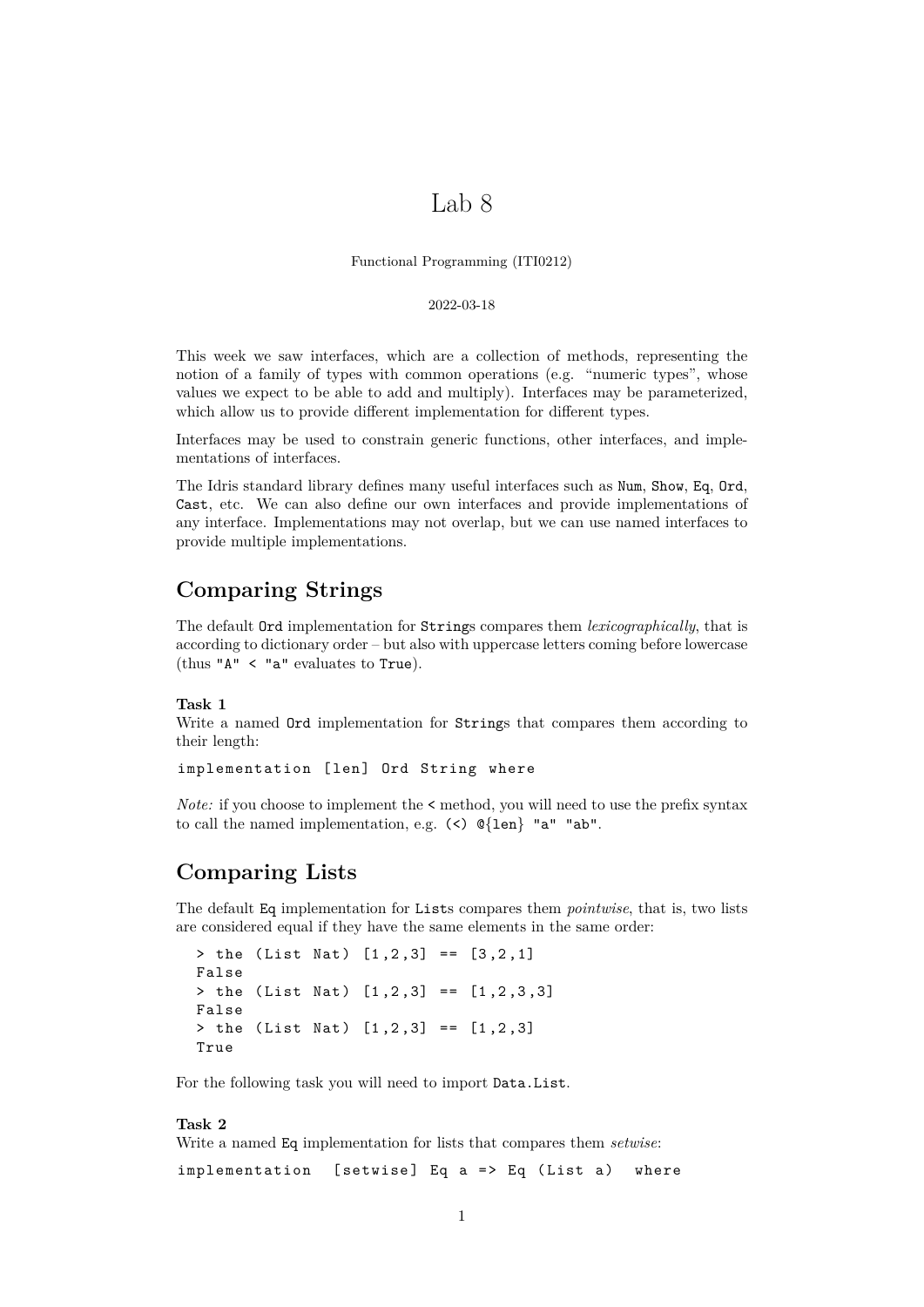# Lab 8

Functional Programming (ITI0212)

2022-03-18

This week we saw interfaces, which are a collection of methods, representing the notion of a family of types with common operations (e.g. "numeric types", whose values we expect to be able to add and multiply). Interfaces may be parameterized, which allow us to provide different implementation for different types.

Interfaces may be used to constrain generic functions, other interfaces, and implementations of interfaces.

The Idris standard library defines many useful interfaces such as `Num`, `Show`, `Eq`, `Ord`, `Cast`, etc. We can also define our own interfaces and provide implementations of any interface. Implementations may not overlap, but we can use named interfaces to provide multiple implementations.

## Comparing Strings

The default `Ord` implementation for `String`s compares them *lexicographically*, that is according to dictionary order – but also with uppercase letters coming before lowercase (thus `"A" < "a"` evaluates to `True`).

**Task 1**
Write a named `Ord` implementation for `String`s that compares them according to their length:

```
implementation [len] Ord String where
```

*Note:* if you choose to implement the `<` method, you will need to use the prefix syntax to call the named implementation, e.g. `(<) @{len} "a" "ab"`.

## Comparing Lists

The default `Eq` implementation for `List`s compares them *pointwise*, that is, two lists are considered equal if they have the same elements in the same order:

```
> the (List Nat) [1,2,3] == [3,2,1]
False
> the (List Nat) [1,2,3] == [1,2,3,3]
False
> the (List Nat) [1,2,3] == [1,2,3]
True
```

For the following task you will need to import `Data.List`.

**Task 2**
Write a named `Eq` implementation for lists that compares them *setwise*:

```
implementation  [setwise] Eq a => Eq (List a)  where
```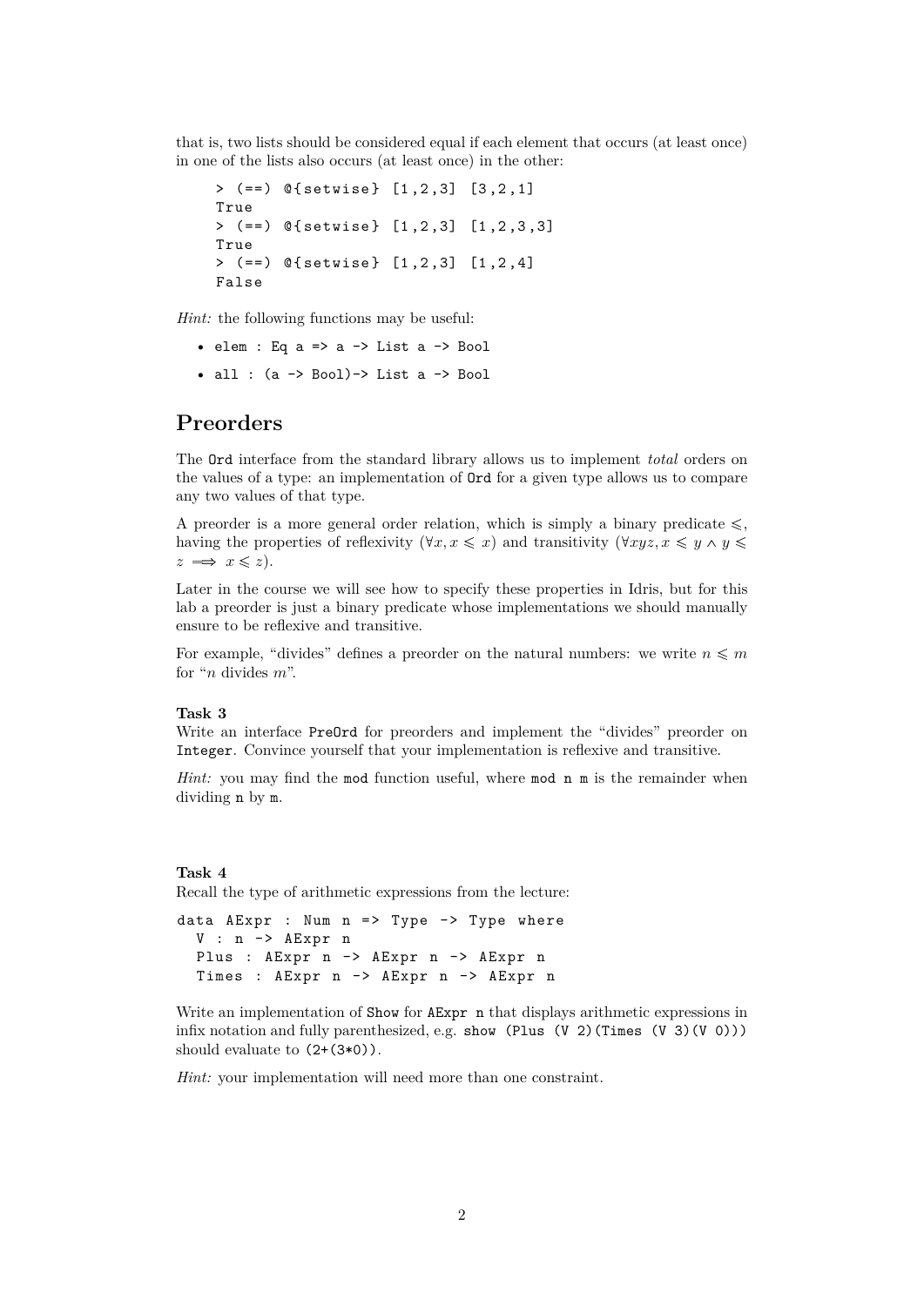that is, two lists should be considered equal if each element that occurs (at least once) in one of the lists also occurs (at least once) in the other:

```
> (==) @{setwise} [1,2,3] [3,2,1]
True
> (==) @{setwise} [1,2,3] [1,2,3,3]
True
> (==) @{setwise} [1,2,3] [1,2,4]
False
```

*Hint:* the following functions may be useful:

- `elem : Eq a => a -> List a -> Bool`
- `all : (a -> Bool)-> List a -> Bool`

## Preorders

The `Ord` interface from the standard library allows us to implement *total* orders on the values of a type: an implementation of `Ord` for a given type allows us to compare any two values of that type.

A preorder is a more general order relation, which is simply a binary predicate $\leqslant$, having the properties of reflexivity ($\forall x, x \leqslant x$) and transitivity ($\forall xyz, x \leqslant y \wedge y \leqslant z \implies x \leqslant z$).

Later in the course we will see how to specify these properties in Idris, but for this lab a preorder is just a binary predicate whose implementations we should manually ensure to be reflexive and transitive.

For example, "divides" defines a preorder on the natural numbers: we write $n \leqslant m$ for "$n$ divides $m$".

**Task 3**
Write an interface `PreOrd` for preorders and implement the "divides" preorder on `Integer`. Convince yourself that your implementation is reflexive and transitive.

*Hint:* you may find the `mod` function useful, where `mod n m` is the remainder when dividing `n` by `m`.

**Task 4**
Recall the type of arithmetic expressions from the lecture:

```
data AExpr : Num n => Type -> Type where
  V : n -> AExpr n
  Plus : AExpr n -> AExpr n -> AExpr n
  Times : AExpr n -> AExpr n -> AExpr n
```

Write an implementation of `Show` for `AExpr n` that displays arithmetic expressions in infix notation and fully parenthesized, e.g. `show (Plus (V 2)(Times (V 3)(V 0)))` should evaluate to `(2+(3*0))`.

*Hint:* your implementation will need more than one constraint.